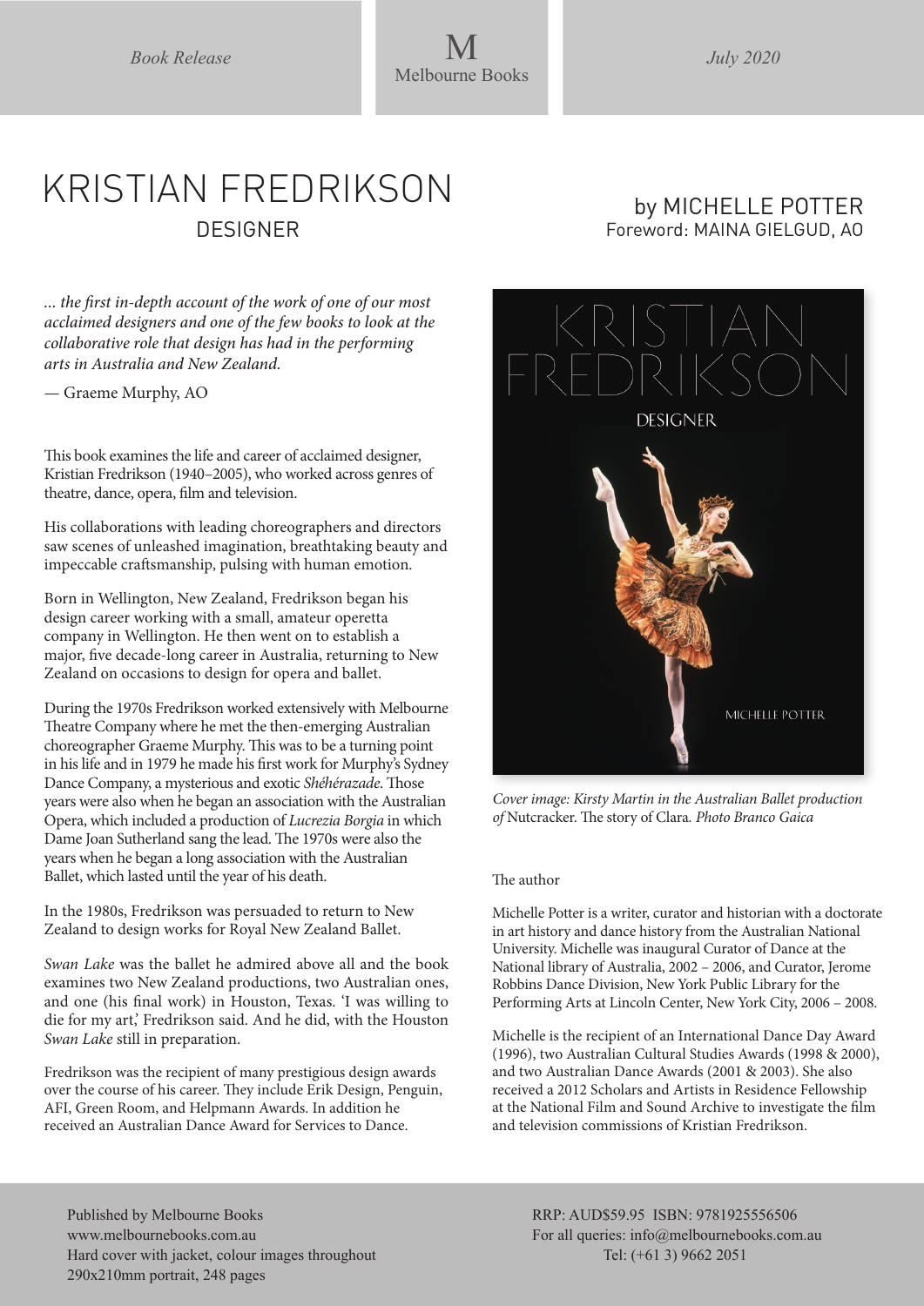*Book Release*

M
Melbourne Books

*July 2020*

# KRISTIAN FREDRIKSON

## DESIGNER

by MICHELLE POTTER
Foreword: MAINA GIELGUD, AO

*... the first in-depth account of the work of one of our most acclaimed designers and one of the few books to look at the collaborative role that design has had in the performing arts in Australia and New Zealand.*

— Graeme Murphy, AO

This book examines the life and career of acclaimed designer, Kristian Fredrikson (1940–2005), who worked across genres of theatre, dance, opera, film and television.

His collaborations with leading choreographers and directors saw scenes of unleashed imagination, breathtaking beauty and impeccable craftsmanship, pulsing with human emotion.

Born in Wellington, New Zealand, Fredrikson began his design career working with a small, amateur operetta company in Wellington. He then went on to establish a major, five decade-long career in Australia, returning to New Zealand on occasions to design for opera and ballet.

During the 1970s Fredrikson worked extensively with Melbourne Theatre Company where he met the then-emerging Australian choreographer Graeme Murphy. This was to be a turning point in his life and in 1979 he made his first work for Murphy's Sydney Dance Company, a mysterious and exotic *Shéhérazade*. Those years were also when he began an association with the Australian Opera, which included a production of *Lucrezia Borgia* in which Dame Joan Sutherland sang the lead. The 1970s were also the years when he began a long association with the Australian Ballet, which lasted until the year of his death.

In the 1980s, Fredrikson was persuaded to return to New Zealand to design works for Royal New Zealand Ballet.

*Swan Lake* was the ballet he admired above all and the book examines two New Zealand productions, two Australian ones, and one (his final work) in Houston, Texas. 'I was willing to die for my art,' Fredrikson said. And he did, with the Houston *Swan Lake* still in preparation.

Fredrikson was the recipient of many prestigious design awards over the course of his career. They include Erik Design, Penguin, AFI, Green Room, and Helpmann Awards. In addition he received an Australian Dance Award for Services to Dance.

*Cover image: Kirsty Martin in the Australian Ballet production of* Nutcracker. The story of Clara*. Photo Branco Gaica*

The author

Michelle Potter is a writer, curator and historian with a doctorate in art history and dance history from the Australian National University. Michelle was inaugural Curator of Dance at the National library of Australia, 2002 – 2006, and Curator, Jerome Robbins Dance Division, New York Public Library for the Performing Arts at Lincoln Center, New York City, 2006 – 2008.

Michelle is the recipient of an International Dance Day Award (1996), two Australian Cultural Studies Awards (1998 & 2000), and two Australian Dance Awards (2001 & 2003). She also received a 2012 Scholars and Artists in Residence Fellowship at the National Film and Sound Archive to investigate the film and television commissions of Kristian Fredrikson.

Published by Melbourne Books
www.melbournebooks.com.au
Hard cover with jacket, colour images throughout
290x210mm portrait, 248 pages

RRP: AUD$59.95 ISBN: 9781925556506
For all queries: info@melbournebooks.com.au
Tel: (+61 3) 9662 2051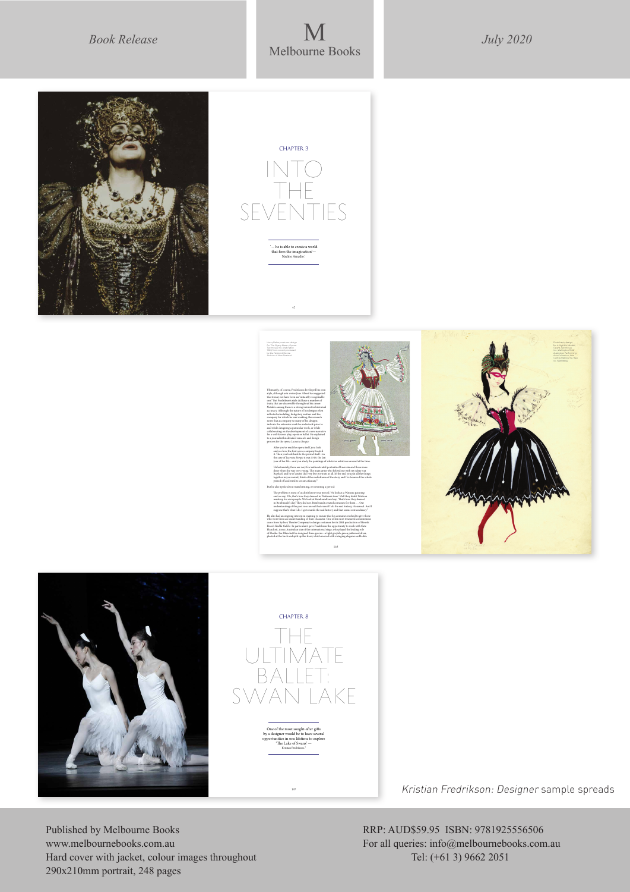Book Release

M
Melbourne Books

July 2020

CHAPTER 3

INTO THE SEVENTIES

'… he is able to create a world that fires the imagination'— Nadine Amadio.

CHAPTER 8

THE ULTIMATE BALLET: SWAN LAKE

One of the most sought-after gifts by a designer would be to have several opportunities in one lifetime to explore 'The Lake of Swans'— Kristian Fredrikson.

*Kristian Fredrikson: Designer* sample spreads

Published by Melbourne Books
www.melbournebooks.com.au
Hard cover with jacket, colour images throughout
290x210mm portrait, 248 pages

RRP: AUD$59.95 ISBN: 9781925556506
For all queries: info@melbournebooks.com.au
Tel: (+61 3) 9662 2051